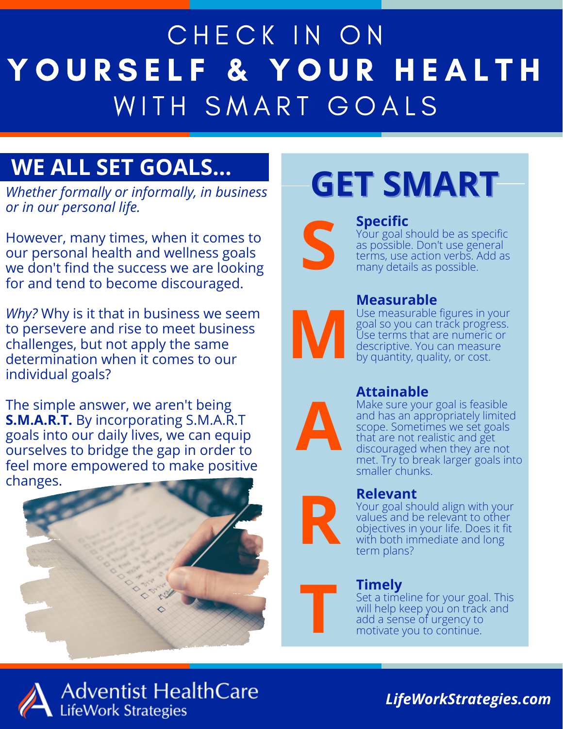# CHECK IN ON YOURSELF & YOUR HEALTH WITH SMART GOALS

## WE ALL SET GOALS...

*Whether formally or informally, in business or in our personal life.*

However, many times, when it comes to our personal health and wellness goals we don't find the success we are looking for and tend to become discouraged.

*Why?* Why is it that in business we seem to persevere and rise to meet business challenges, but not apply the same determination when it comes to our individual goals?

The simple answer, we aren't being **S.M.A.R.T.** By incorporating S.M.A.R.T goals into our daily lives, we can equip ourselves to bridge the gap in order to feel more empowered to make positive changes.

## GET SMART

**S**

### Specific

Your goal should be as specific as possible. Don't use general terms, use action verbs. Add as many details as possible.

**M**

### Measurable

Use measurable figures in your goal so you can track progress. Use terms that are numeric or descriptive. You can measure by quantity, quality, or cost.

**A**

### Attainable

Make sure your goal is feasible and has an appropriately limited scope. Sometimes we set goals that are not realistic and get discouraged when they are not met. Try to break larger goals into smaller chunks.

**R**

### Relevant

Your goal should align with your values and be relevant to other objectives in your life. Does it fit with both immediate and long term plans?

**T**

### Timely

Set a timeline for your goal. This will help keep you on track and add a sense of urgency to motivate you to continue.

Adventist HealthCare LifeWork Strategies

*LifeWorkStrategies.com*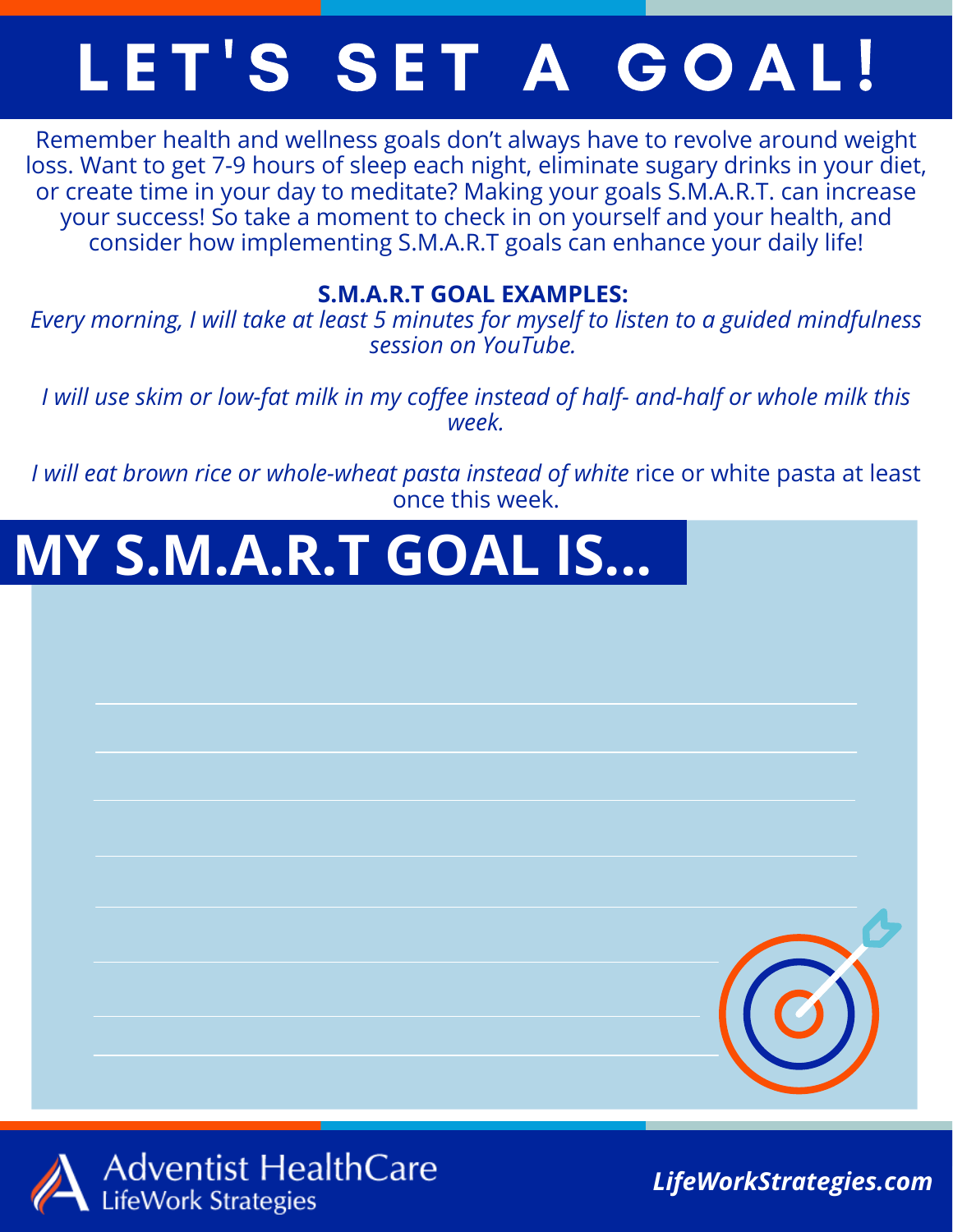# LET'S SET A GOAL!

Remember health and wellness goals don't always have to revolve around weight loss. Want to get 7-9 hours of sleep each night, eliminate sugary drinks in your diet, or create time in your day to meditate? Making your goals S.M.A.R.T. can increase your success! So take a moment to check in on yourself and your health, and consider how implementing S.M.A.R.T goals can enhance your daily life!

**S.M.A.R.T GOAL EXAMPLES:**

*Every morning, I will take at least 5 minutes for myself to listen to a guided mindfulness session on YouTube.*

*I will use skim or low-fat milk in my coffee instead of half- and-half or whole milk this week.*

*I will eat brown rice or whole-wheat pasta instead of white* rice or white pasta at least once this week.

## MY S.M.A.R.T GOAL IS...

Adventist HealthCare
LifeWork Strategies

***LifeWorkStrategies.com***